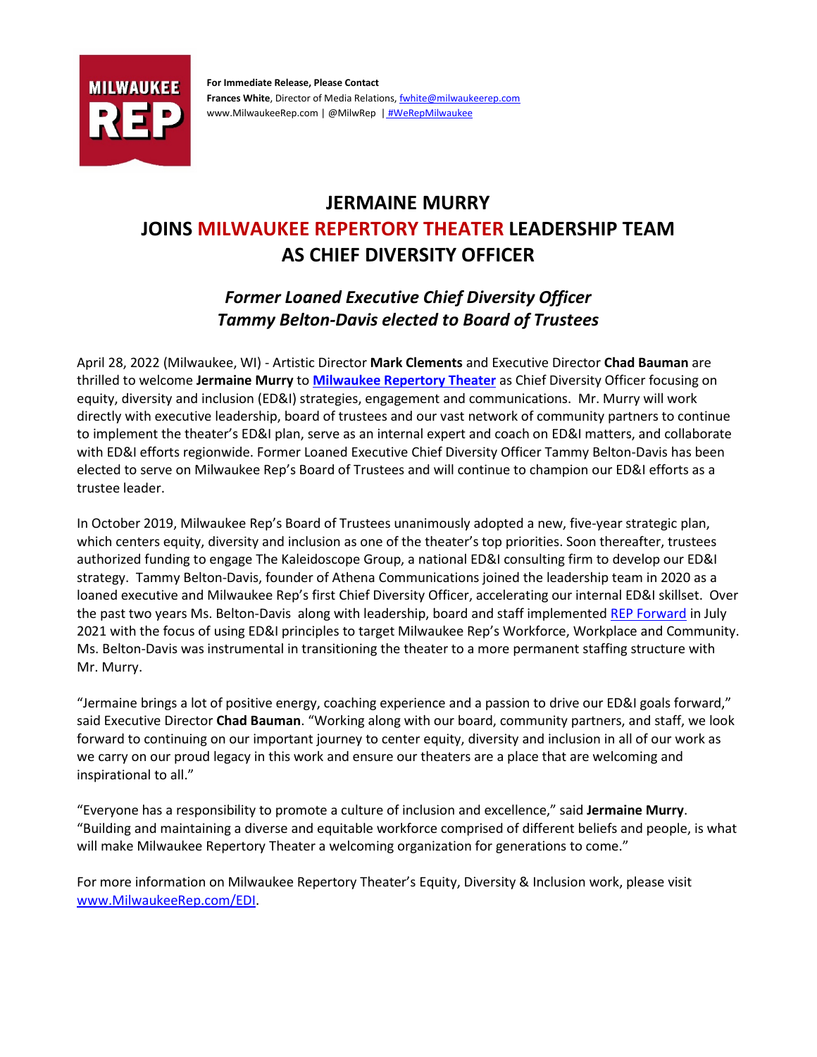**For Immediate Release, Please Contact**
**Frances White**, Director of Media Relations, fwhite@milwaukeerep.com
www.MilwaukeeRep.com | @MilwRep | #WeRepMilwaukee

# JERMAINE MURRY JOINS MILWAUKEE REPERTORY THEATER LEADERSHIP TEAM AS CHIEF DIVERSITY OFFICER

## *Former Loaned Executive Chief Diversity Officer Tammy Belton-Davis elected to Board of Trustees*

April 28, 2022 (Milwaukee, WI) - Artistic Director **Mark Clements** and Executive Director **Chad Bauman** are thrilled to welcome **Jermaine Murry** to **Milwaukee Repertory Theater** as Chief Diversity Officer focusing on equity, diversity and inclusion (ED&I) strategies, engagement and communications. Mr. Murry will work directly with executive leadership, board of trustees and our vast network of community partners to continue to implement the theater's ED&I plan, serve as an internal expert and coach on ED&I matters, and collaborate with ED&I efforts regionwide. Former Loaned Executive Chief Diversity Officer Tammy Belton-Davis has been elected to serve on Milwaukee Rep's Board of Trustees and will continue to champion our ED&I efforts as a trustee leader.

In October 2019, Milwaukee Rep's Board of Trustees unanimously adopted a new, five-year strategic plan, which centers equity, diversity and inclusion as one of the theater's top priorities. Soon thereafter, trustees authorized funding to engage The Kaleidoscope Group, a national ED&I consulting firm to develop our ED&I strategy. Tammy Belton-Davis, founder of Athena Communications joined the leadership team in 2020 as a loaned executive and Milwaukee Rep's first Chief Diversity Officer, accelerating our internal ED&I skillset. Over the past two years Ms. Belton-Davis along with leadership, board and staff implemented REP Forward in July 2021 with the focus of using ED&I principles to target Milwaukee Rep's Workforce, Workplace and Community. Ms. Belton-Davis was instrumental in transitioning the theater to a more permanent staffing structure with Mr. Murry.

"Jermaine brings a lot of positive energy, coaching experience and a passion to drive our ED&I goals forward," said Executive Director **Chad Bauman**. "Working along with our board, community partners, and staff, we look forward to continuing on our important journey to center equity, diversity and inclusion in all of our work as we carry on our proud legacy in this work and ensure our theaters are a place that are welcoming and inspirational to all."

"Everyone has a responsibility to promote a culture of inclusion and excellence," said **Jermaine Murry**. "Building and maintaining a diverse and equitable workforce comprised of different beliefs and people, is what will make Milwaukee Repertory Theater a welcoming organization for generations to come."

For more information on Milwaukee Repertory Theater's Equity, Diversity & Inclusion work, please visit www.MilwaukeeRep.com/EDI.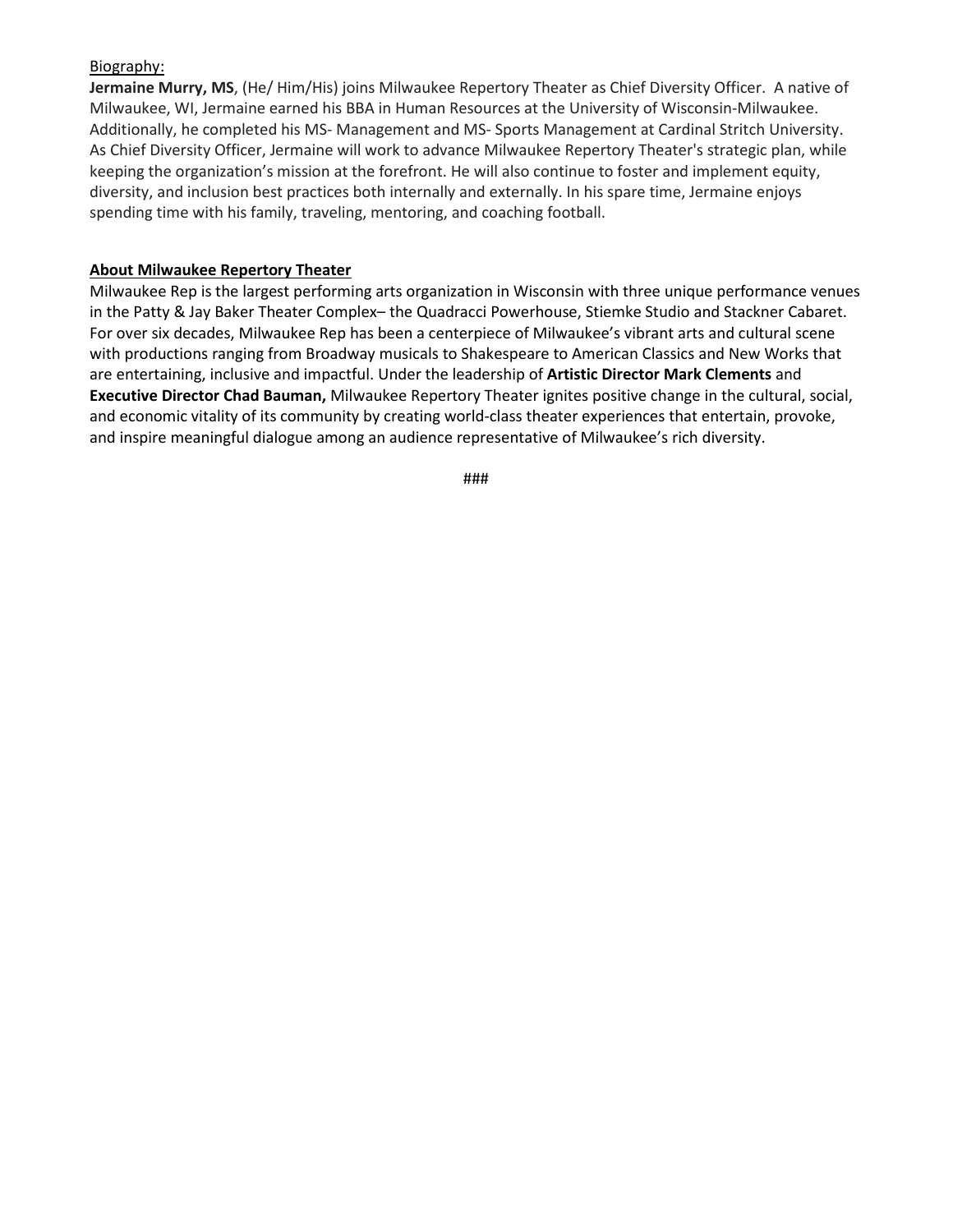Biography:

**Jermaine Murry, MS**, (He/ Him/His) joins Milwaukee Repertory Theater as Chief Diversity Officer. A native of Milwaukee, WI, Jermaine earned his BBA in Human Resources at the University of Wisconsin-Milwaukee. Additionally, he completed his MS- Management and MS- Sports Management at Cardinal Stritch University. As Chief Diversity Officer, Jermaine will work to advance Milwaukee Repertory Theater's strategic plan, while keeping the organization's mission at the forefront. He will also continue to foster and implement equity, diversity, and inclusion best practices both internally and externally. In his spare time, Jermaine enjoys spending time with his family, traveling, mentoring, and coaching football.

**About Milwaukee Repertory Theater**

Milwaukee Rep is the largest performing arts organization in Wisconsin with three unique performance venues in the Patty & Jay Baker Theater Complex– the Quadracci Powerhouse, Stiemke Studio and Stackner Cabaret. For over six decades, Milwaukee Rep has been a centerpiece of Milwaukee's vibrant arts and cultural scene with productions ranging from Broadway musicals to Shakespeare to American Classics and New Works that are entertaining, inclusive and impactful. Under the leadership of **Artistic Director Mark Clements** and **Executive Director Chad Bauman,** Milwaukee Repertory Theater ignites positive change in the cultural, social, and economic vitality of its community by creating world-class theater experiences that entertain, provoke, and inspire meaningful dialogue among an audience representative of Milwaukee's rich diversity.

###